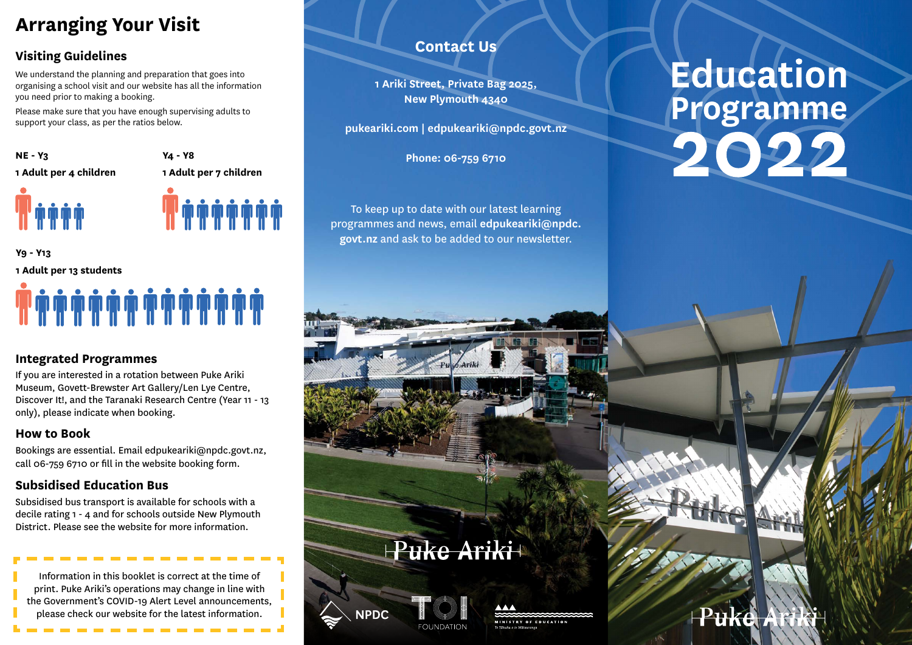# Arranging Your Visit

## Visiting Guidelines

We understand the planning and preparation that goes into organising a school visit and our website has all the information you need prior to making a booking.

Please make sure that you have enough supervising adults to support your class, as per the ratios below.

**NE - Y3**

**1 Adult per 4 children**

**Y4 - Y8**

**1 Adult per 7 children**

**Y9 - Y13**

**1 Adult per 13 students**

## Integrated Programmes

If you are interested in a rotation between Puke Ariki Museum, Govett-Brewster Art Gallery/Len Lye Centre, Discover It!, and the Taranaki Research Centre (Year 11 - 13 only), please indicate when booking.

## How to Book

Bookings are essential. Email edpukeariki@npdc.govt.nz, call 06-759 6710 or fill in the website booking form.

## Subsidised Education Bus

Subsidised bus transport is available for schools with a decile rating 1 - 4 and for schools outside New Plymouth District. Please see the website for more information.

Information in this booklet is correct at the time of print. Puke Ariki's operations may change in line with the Government's COVID-19 Alert Level announcements, please check our website for the latest information.

## Contact Us

**1 Ariki Street, Private Bag 2025, New Plymouth 4340**

**pukeariki.com | edpukeariki@npdc.govt.nz**

**Phone: 06-759 6710**

To keep up to date with our latest learning programmes and news, email **edpukeariki@npdc.govt.nz** and ask to be added to our newsletter.

Puke Ariki

NPDC

TOI FOUNDATION

MINISTRY OF EDUCATION
Te Tāhuhu o te Mātauranga

# Education Programme 2022

Puke Ariki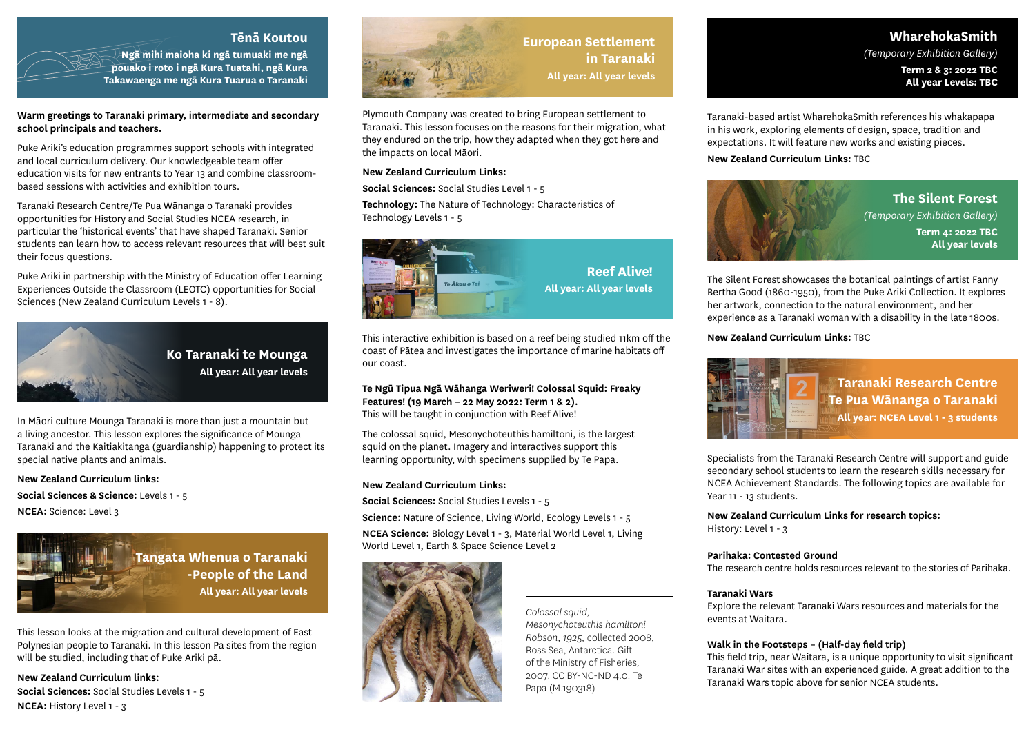## Tēnā Koutou

**Ngā mihi maioha ki ngā tumuaki me ngā pouako i roto i ngā Kura Tuatahi, ngā Kura Takawaenga me ngā Kura Tuarua o Taranaki**

**Warm greetings to Taranaki primary, intermediate and secondary school principals and teachers.**

Puke Ariki's education programmes support schools with integrated and local curriculum delivery. Our knowledgeable team offer education visits for new entrants to Year 13 and combine classroom-based sessions with activities and exhibition tours.

Taranaki Research Centre/Te Pua Wānanga o Taranaki provides opportunities for History and Social Studies NCEA research, in particular the 'historical events' that have shaped Taranaki. Senior students can learn how to access relevant resources that will best suit their focus questions.

Puke Ariki in partnership with the Ministry of Education offer Learning Experiences Outside the Classroom (LEOTC) opportunities for Social Sciences (New Zealand Curriculum Levels 1 - 8).

## Ko Taranaki te Mounga

**All year: All year levels**

In Māori culture Mounga Taranaki is more than just a mountain but a living ancestor. This lesson explores the significance of Mounga Taranaki and the Kaitiakitanga (guardianship) happening to protect its special native plants and animals.

**New Zealand Curriculum links:**

**Social Sciences & Science:** Levels 1 - 5

**NCEA:** Science: Level 3

## Tangata Whenua o Taranaki -People of the Land

**All year: All year levels**

This lesson looks at the migration and cultural development of East Polynesian people to Taranaki. In this lesson Pā sites from the region will be studied, including that of Puke Ariki pā.

**New Zealand Curriculum links:**

**Social Sciences:** Social Studies Levels 1 - 5

**NCEA:** History Level 1 - 3

## European Settlement in Taranaki

**All year: All year levels**

Plymouth Company was created to bring European settlement to Taranaki. This lesson focuses on the reasons for their migration, what they endured on the trip, how they adapted when they got here and the impacts on local Māori.

**New Zealand Curriculum Links:**

**Social Sciences:** Social Studies Level 1 - 5

**Technology:** The Nature of Technology: Characteristics of Technology Levels 1 - 5

## Reef Alive!

**All year: All year levels**

This interactive exhibition is based on a reef being studied 11km off the coast of Pātea and investigates the importance of marine habitats off our coast.

**Te Ngū Tipua Ngā Wāhanga Weriweri! Colossal Squid: Freaky Features! (19 March – 22 May 2022: Term 1 & 2).**
This will be taught in conjunction with Reef Alive!

The colossal squid, Mesonychoteuthis hamiltoni, is the largest squid on the planet. Imagery and interactives support this learning opportunity, with specimens supplied by Te Papa.

**New Zealand Curriculum Links:**

**Social Sciences:** Social Studies Levels 1 - 5

**Science:** Nature of Science, Living World, Ecology Levels 1 - 5

**NCEA Science:** Biology Level 1 - 3, Material World Level 1, Living World Level 1, Earth & Space Science Level 2

*Colossal squid, Mesonychoteuthis hamiltoni Robson, 1925,* collected 2008, Ross Sea, Antarctica. Gift of the Ministry of Fisheries, 2007. CC BY-NC-ND 4.0. Te Papa (M.190318)

## WharehokaSmith

*(Temporary Exhibition Gallery)*

**Term 2 & 3: 2022 TBC**
**All year Levels: TBC**

Taranaki-based artist WharehokaSmith references his whakapapa in his work, exploring elements of design, space, tradition and expectations. It will feature new works and existing pieces.

**New Zealand Curriculum Links:** TBC

## The Silent Forest

*(Temporary Exhibition Gallery)*

**Term 4: 2022 TBC**
**All year levels**

The Silent Forest showcases the botanical paintings of artist Fanny Bertha Good (1860-1950), from the Puke Ariki Collection. It explores her artwork, connection to the natural environment, and her experience as a Taranaki woman with a disability in the late 1800s.

**New Zealand Curriculum Links:** TBC

## Taranaki Research Centre Te Pua Wānanga o Taranaki

**All year: NCEA Level 1 - 3 students**

Specialists from the Taranaki Research Centre will support and guide secondary school students to learn the research skills necessary for NCEA Achievement Standards. The following topics are available for Year 11 - 13 students.

**New Zealand Curriculum Links for research topics:**
History: Level 1 - 3

**Parihaka: Contested Ground**
The research centre holds resources relevant to the stories of Parihaka.

**Taranaki Wars**
Explore the relevant Taranaki Wars resources and materials for the events at Waitara.

**Walk in the Footsteps – (Half-day field trip)**
This field trip, near Waitara, is a unique opportunity to visit significant Taranaki War sites with an experienced guide. A great addition to the Taranaki Wars topic above for senior NCEA students.